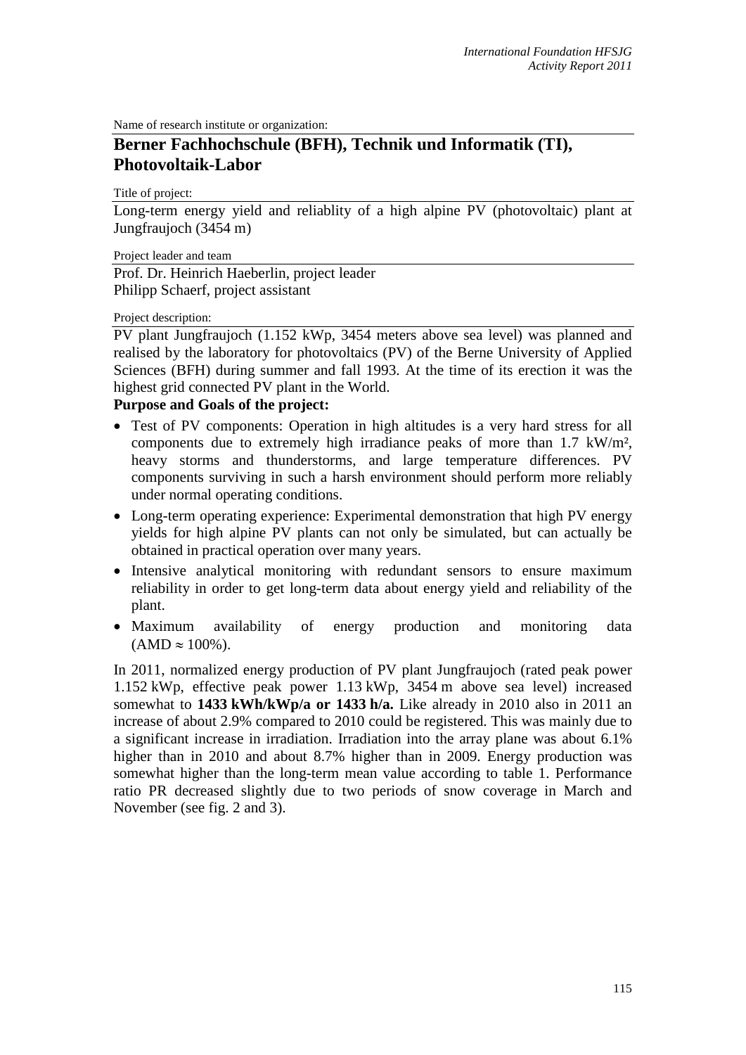Name of research institute or organization:

# Berner Fachhochschule (BFH), Technik und Informatik (TI), Photovoltaik-Labor

Title of project:

Long-term energy yield and reliablity of a high alpine PV (photovoltaic) plant at Jungfraujoch (3454 m)

Project leader and team

Prof. Dr. Heinrich Haeberlin, project leader
Philipp Schaerf, project assistant

Project description:

PV plant Jungfraujoch (1.152 kWp, 3454 meters above sea level) was planned and realised by the laboratory for photovoltaics (PV) of the Berne University of Applied Sciences (BFH) during summer and fall 1993. At the time of its erection it was the highest grid connected PV plant in the World.

**Purpose and Goals of the project:**

- Test of PV components: Operation in high altitudes is a very hard stress for all components due to extremely high irradiance peaks of more than 1.7 kW/m², heavy storms and thunderstorms, and large temperature differences. PV components surviving in such a harsh environment should perform more reliably under normal operating conditions.
- Long-term operating experience: Experimental demonstration that high PV energy yields for high alpine PV plants can not only be simulated, but can actually be obtained in practical operation over many years.
- Intensive analytical monitoring with redundant sensors to ensure maximum reliability in order to get long-term data about energy yield and reliability of the plant.
- Maximum availability of energy production and monitoring data (AMD ≈ 100%).

In 2011, normalized energy production of PV plant Jungfraujoch (rated peak power 1.152 kWp, effective peak power 1.13 kWp, 3454 m above sea level) increased somewhat to **1433 kWh/kWp/a or 1433 h/a.** Like already in 2010 also in 2011 an increase of about 2.9% compared to 2010 could be registered. This was mainly due to a significant increase in irradiation. Irradiation into the array plane was about 6.1% higher than in 2010 and about 8.7% higher than in 2009. Energy production was somewhat higher than the long-term mean value according to table 1. Performance ratio PR decreased slightly due to two periods of snow coverage in March and November (see fig. 2 and 3).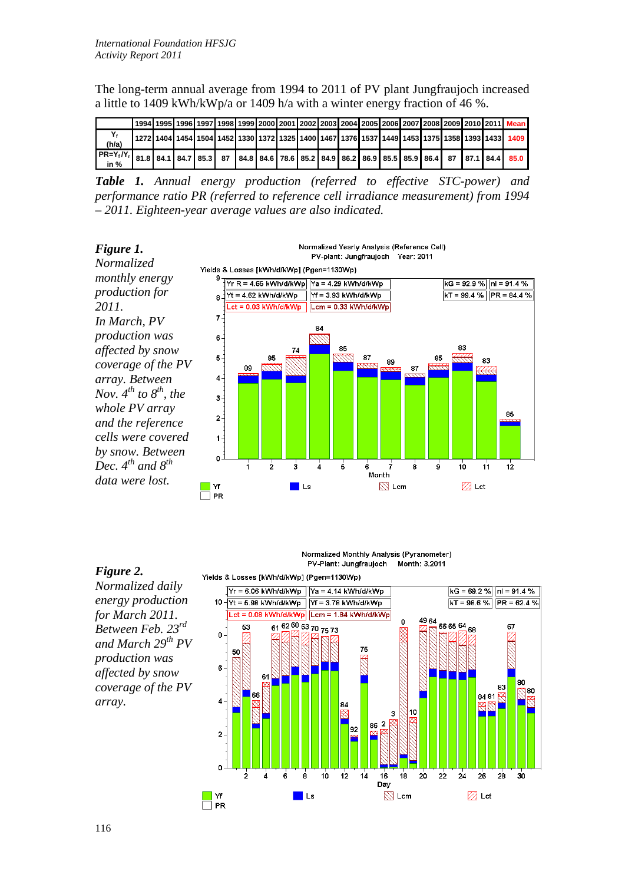The long-term annual average from 1994 to 2011 of PV plant Jungfraujoch increased a little to 1409 kWh/kWp/a or 1409 h/a with a winter energy fraction of 46 %.

| | 1994 | 1995 | 1996 | 1997 | 1998 | 1999 | 2000 | 2001 | 2002 | 2003 | 2004 | 2005 | 2006 | 2007 | 2008 | 2009 | 2010 | 2011 | Mean |
|---|---|---|---|---|---|---|---|---|---|---|---|---|---|---|---|---|---|---|---|
| $Y_f$ (h/a) | 1272 | 1404 | 1454 | 1504 | 1452 | 1330 | 1372 | 1325 | 1400 | 1467 | 1376 | 1537 | 1449 | 1453 | 1375 | 1358 | 1393 | 1433 | 1409 |
| $PR=Y_f/Y_r$ in % | 81.8 | 84.1 | 84.7 | 85.3 | 87 | 84.8 | 84.6 | 78.6 | 85.2 | 84.9 | 86.2 | 86.9 | 85.5 | 85.9 | 86.4 | 87 | 87.1 | 84.4 | 85.0 |

***Table 1.*** *Annual energy production (referred to effective STC-power) and performance ratio PR (referred to reference cell irradiance measurement) from 1994 – 2011. Eighteen-year average values are also indicated.*

***Figure 1.*** *Normalized monthly energy production for 2011. In March, PV production was affected by snow coverage of the PV array. Between Nov. 4th to 8th, the whole PV array and the reference cells were covered by snow. Between Dec. 4th and 8th data were lost.*

***Figure 2.*** *Normalized daily energy production for March 2011. Between Feb. 23rd and March 29th PV production was affected by snow coverage of the PV array.*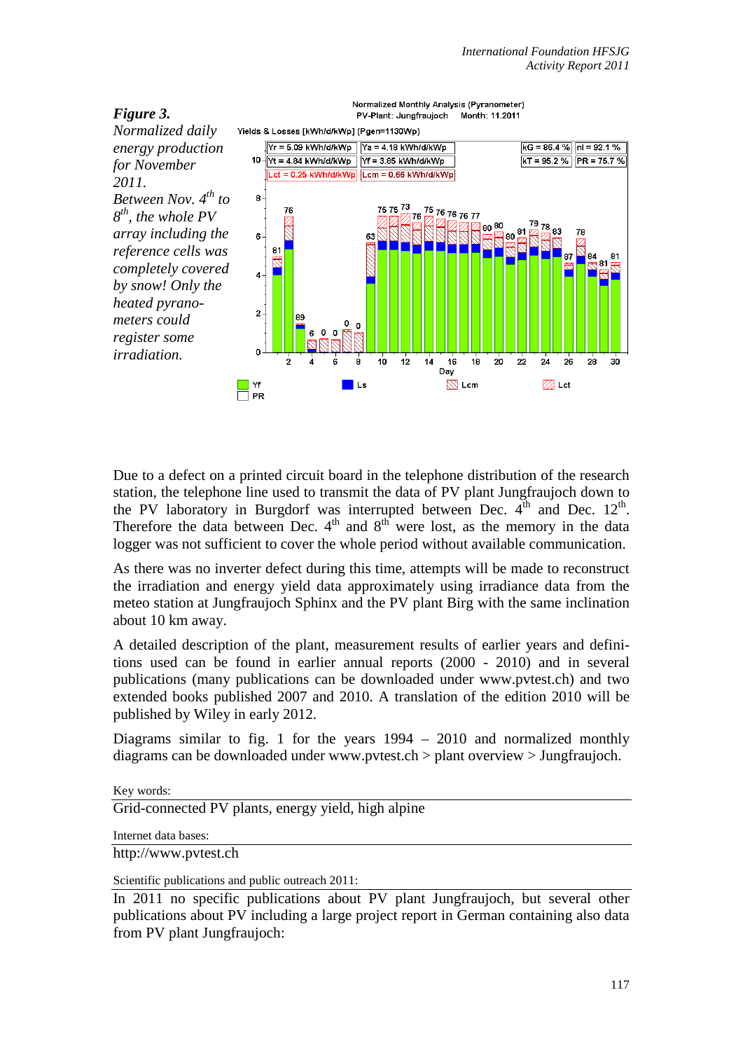*Figure 3. Normalized daily energy production for November 2011. Between Nov. 4th to 8th, the whole PV array including the reference cells was completely covered by snow! Only the heated pyranometers could register some irradiation.*

Due to a defect on a printed circuit board in the telephone distribution of the research station, the telephone line used to transmit the data of PV plant Jungfraujoch down to the PV laboratory in Burgdorf was interrupted between Dec. 4th and Dec. 12th. Therefore the data between Dec. 4th and 8th were lost, as the memory in the data logger was not sufficient to cover the whole period without available communication.

As there was no inverter defect during this time, attempts will be made to reconstruct the irradiation and energy yield data approximately using irradiance data from the meteo station at Jungfraujoch Sphinx and the PV plant Birg with the same inclination about 10 km away.

A detailed description of the plant, measurement results of earlier years and definitions used can be found in earlier annual reports (2000 - 2010) and in several publications (many publications can be downloaded under www.pvtest.ch) and two extended books published 2007 and 2010. A translation of the edition 2010 will be published by Wiley in early 2012.

Diagrams similar to fig. 1 for the years 1994 – 2010 and normalized monthly diagrams can be downloaded under www.pvtest.ch > plant overview > Jungfraujoch.

Key words:

Grid-connected PV plants, energy yield, high alpine

Internet data bases:

http://www.pvtest.ch

Scientific publications and public outreach 2011:

In 2011 no specific publications about PV plant Jungfraujoch, but several other publications about PV including a large project report in German containing also data from PV plant Jungfraujoch: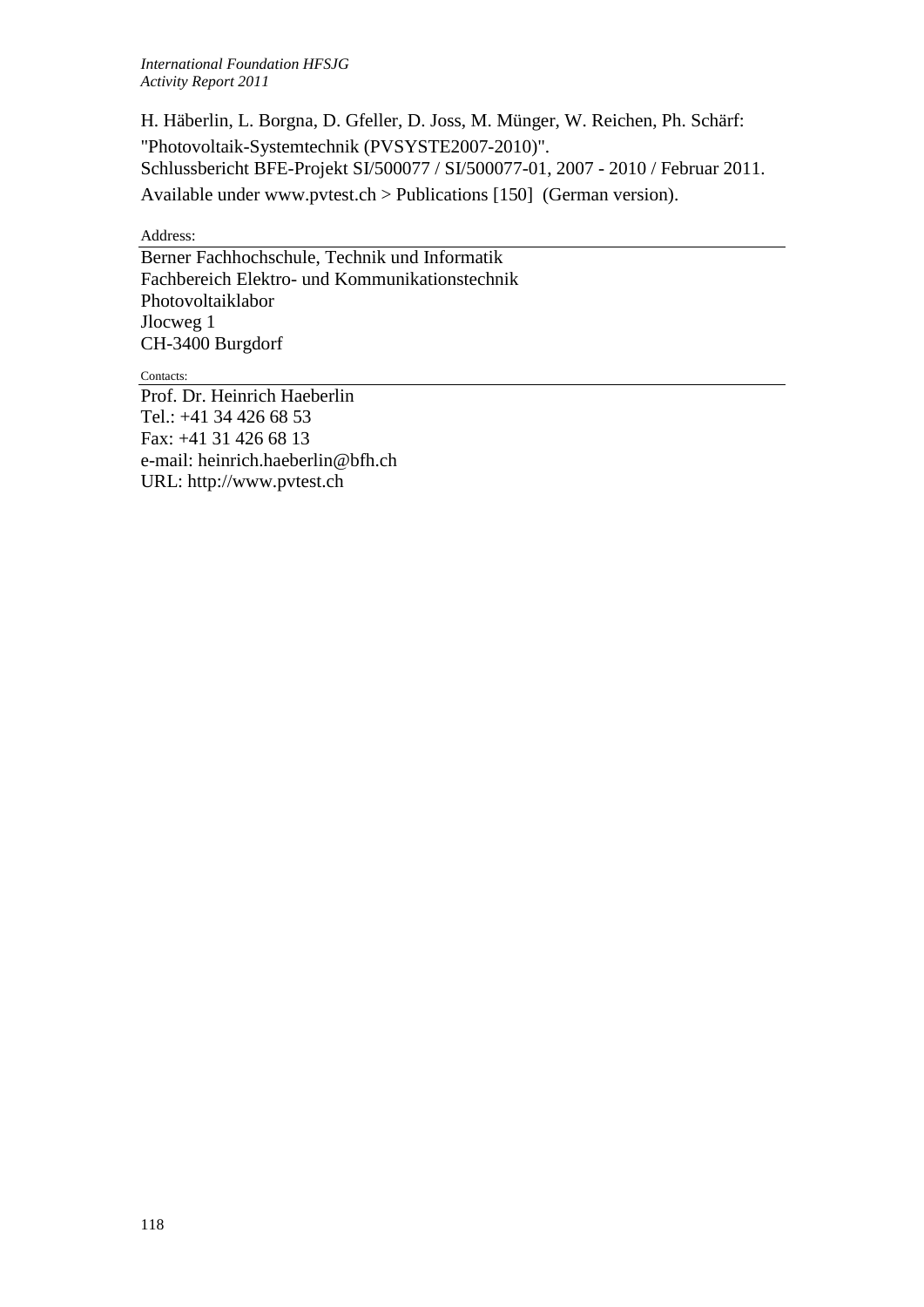H. Häberlin, L. Borgna, D. Gfeller, D. Joss, M. Münger, W. Reichen, Ph. Schärf: "Photovoltaik-Systemtechnik (PVSYSTE2007-2010)".
Schlussbericht BFE-Projekt SI/500077 / SI/500077-01, 2007 - 2010 / Februar 2011.
Available under www.pvtest.ch > Publications [150] (German version).

Address:

Berner Fachhochschule, Technik und Informatik
Fachbereich Elektro- und Kommunikationstechnik
Photovoltaiklabor
Jlocweg 1
CH-3400 Burgdorf

Contacts:

Prof. Dr. Heinrich Haeberlin
Tel.: +41 34 426 68 53
Fax: +41 31 426 68 13
e-mail: heinrich.haeberlin@bfh.ch
URL: http://www.pvtest.ch